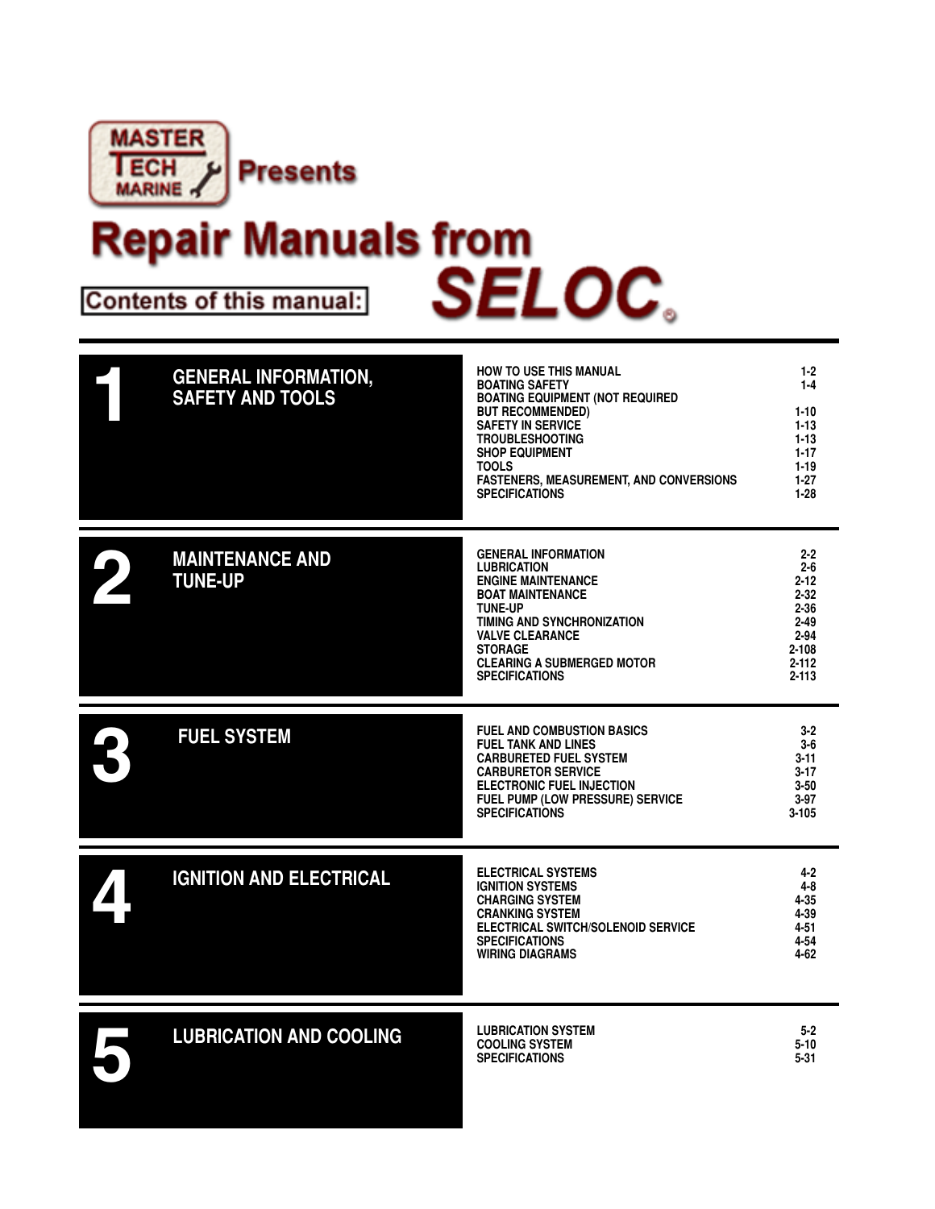MASTER TECH MARINE Presents

# Repair Manuals from SELOC

**Contents of this manual:**

| | Section | Contents | Page |
|---|---|---|---|
| **1** | **GENERAL INFORMATION, SAFETY AND TOOLS** | HOW TO USE THIS MANUAL | 1-2 |
| | | BOATING SAFETY | 1-4 |
| | | BOATING EQUIPMENT (NOT REQUIRED BUT RECOMMENDED) | 1-10 |
| | | SAFETY IN SERVICE | 1-13 |
| | | TROUBLESHOOTING | 1-13 |
| | | SHOP EQUIPMENT | 1-17 |
| | | TOOLS | 1-19 |
| | | FASTENERS, MEASUREMENT, AND CONVERSIONS | 1-27 |
| | | SPECIFICATIONS | 1-28 |
| **2** | **MAINTENANCE AND TUNE-UP** | GENERAL INFORMATION | 2-2 |
| | | LUBRICATION | 2-6 |
| | | ENGINE MAINTENANCE | 2-12 |
| | | BOAT MAINTENANCE | 2-32 |
| | | TUNE-UP | 2-36 |
| | | TIMING AND SYNCHRONIZATION | 2-49 |
| | | VALVE CLEARANCE | 2-94 |
| | | STORAGE | 2-108 |
| | | CLEARING A SUBMERGED MOTOR | 2-112 |
| | | SPECIFICATIONS | 2-113 |
| **3** | **FUEL SYSTEM** | FUEL AND COMBUSTION BASICS | 3-2 |
| | | FUEL TANK AND LINES | 3-6 |
| | | CARBURETED FUEL SYSTEM | 3-11 |
| | | CARBURETOR SERVICE | 3-17 |
| | | ELECTRONIC FUEL INJECTION | 3-50 |
| | | FUEL PUMP (LOW PRESSURE) SERVICE | 3-97 |
| | | SPECIFICATIONS | 3-105 |
| **4** | **IGNITION AND ELECTRICAL** | ELECTRICAL SYSTEMS | 4-2 |
| | | IGNITION SYSTEMS | 4-8 |
| | | CHARGING SYSTEM | 4-35 |
| | | CRANKING SYSTEM | 4-39 |
| | | ELECTRICAL SWITCH/SOLENOID SERVICE | 4-51 |
| | | SPECIFICATIONS | 4-54 |
| | | WIRING DIAGRAMS | 4-62 |
| **5** | **LUBRICATION AND COOLING** | LUBRICATION SYSTEM | 5-2 |
| | | COOLING SYSTEM | 5-10 |
| | | SPECIFICATIONS | 5-31 |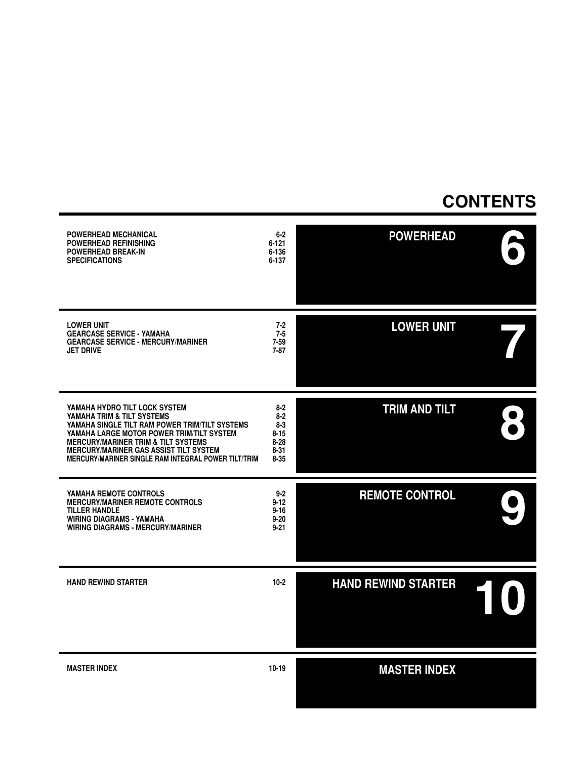# CONTENTS

## POWERHEAD 6

| | |
|---|---|
| POWERHEAD MECHANICAL | 6-2 |
| POWERHEAD REFINISHING | 6-121 |
| POWERHEAD BREAK-IN | 6-136 |
| SPECIFICATIONS | 6-137 |

## LOWER UNIT 7

| | |
|---|---|
| LOWER UNIT | 7-2 |
| GEARCASE SERVICE - YAMAHA | 7-5 |
| GEARCASE SERVICE - MERCURY/MARINER | 7-59 |
| JET DRIVE | 7-87 |

## TRIM AND TILT 8

| | |
|---|---|
| YAMAHA HYDRO TILT LOCK SYSTEM | 8-2 |
| YAMAHA TRIM & TILT SYSTEMS | 8-2 |
| YAMAHA SINGLE TILT RAM POWER TRIM/TILT SYSTEMS | 8-3 |
| YAMAHA LARGE MOTOR POWER TRIM/TILT SYSTEM | 8-15 |
| MERCURY/MARINER TRIM & TILT SYSTEMS | 8-28 |
| MERCURY/MARINER GAS ASSIST TILT SYSTEM | 8-31 |
| MERCURY/MARINER SINGLE RAM INTEGRAL POWER TILT/TRIM | 8-35 |

## REMOTE CONTROL 9

| | |
|---|---|
| YAMAHA REMOTE CONTROLS | 9-2 |
| MERCURY/MARINER REMOTE CONTROLS | 9-12 |
| TILLER HANDLE | 9-16 |
| WIRING DIAGRAMS - YAMAHA | 9-20 |
| WIRING DIAGRAMS - MERCURY/MARINER | 9-21 |

## HAND REWIND STARTER 10

| | |
|---|---|
| HAND REWIND STARTER | 10-2 |

## MASTER INDEX

| | |
|---|---|
| MASTER INDEX | 10-19 |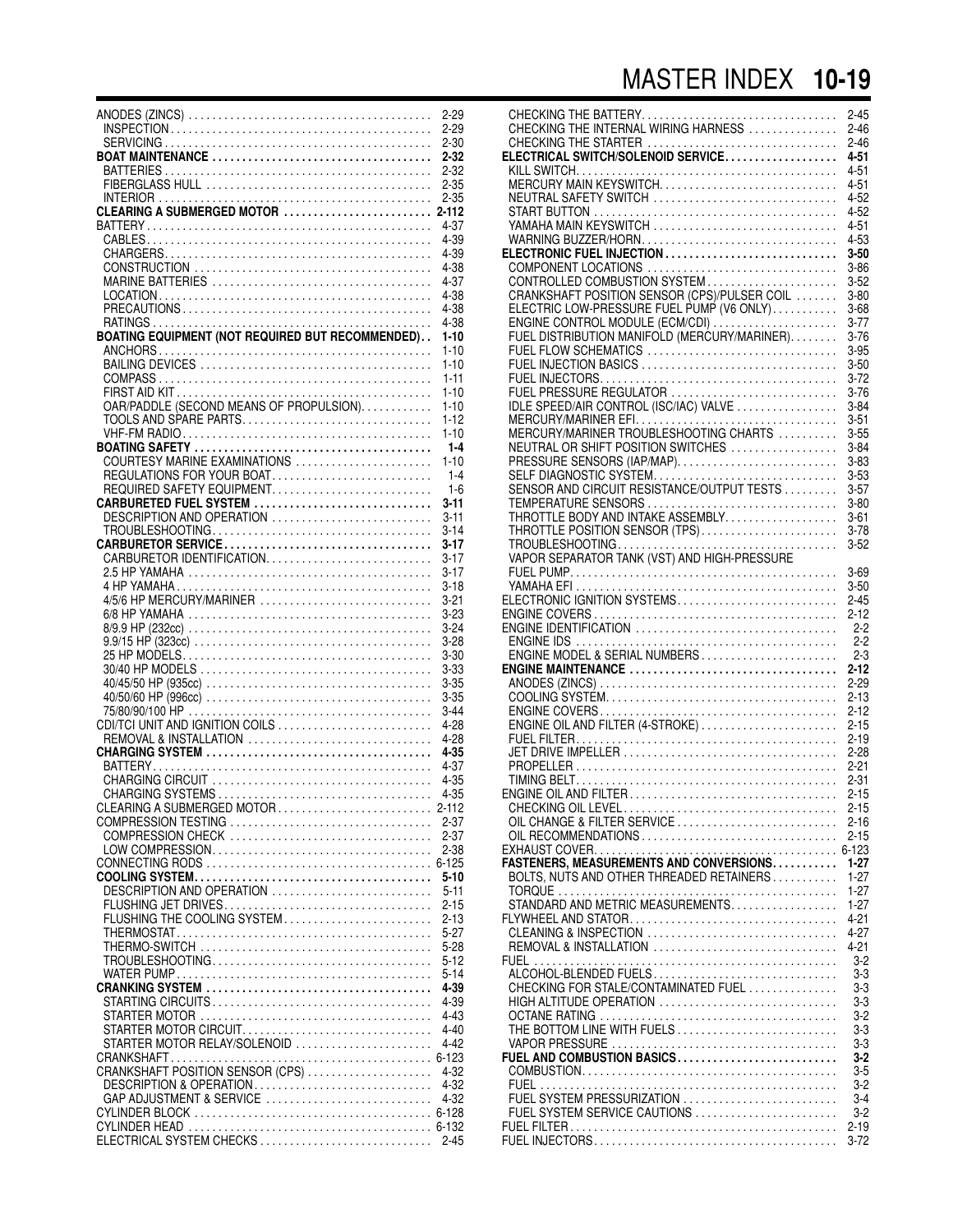ANODES (ZINCS) .......... 2-29
- INSPECTION .......... 2-29
- SERVICING .......... 2-30

**BOAT MAINTENANCE .......... 2-32**
- BATTERIES .......... 2-32
- FIBERGLASS HULL .......... 2-35
- INTERIOR .......... 2-35

**CLEARING A SUBMERGED MOTOR .......... 2-112**

BATTERY .......... 4-37
- CABLES .......... 4-39
- CHARGERS .......... 4-39
- CONSTRUCTION .......... 4-38
- MARINE BATTERIES .......... 4-37
- LOCATION .......... 4-38
- PRECAUTIONS .......... 4-38
- RATINGS .......... 4-38

**BOATING EQUIPMENT (NOT REQUIRED BUT RECOMMENDED) .......... 1-10**
- ANCHORS .......... 1-10
- BAILING DEVICES .......... 1-10
- COMPASS .......... 1-11
- FIRST AID KIT .......... 1-10
- OAR/PADDLE (SECOND MEANS OF PROPULSION) .......... 1-10
- TOOLS AND SPARE PARTS .......... 1-12
- VHF-FM RADIO .......... 1-10

**BOATING SAFETY .......... 1-4**
- COURTESY MARINE EXAMINATIONS .......... 1-10
- REGULATIONS FOR YOUR BOAT .......... 1-4
- REQUIRED SAFETY EQUIPMENT .......... 1-6

**CARBURETED FUEL SYSTEM .......... 3-11**
- DESCRIPTION AND OPERATION .......... 3-11
- TROUBLESHOOTING .......... 3-14

**CARBURETOR SERVICE .......... 3-17**
- CARBURETOR IDENTIFICATION .......... 3-17
- 2.5 HP YAMAHA .......... 3-17
- 4 HP YAMAHA .......... 3-18
- 4/5/6 HP MERCURY/MARINER .......... 3-21
- 6/8 HP YAMAHA .......... 3-23
- 8/9.9 HP (232cc) .......... 3-24
- 9.9/15 HP (323cc) .......... 3-28
- 25 HP MODELS .......... 3-30
- 30/40 HP MODELS .......... 3-33
- 40/45/50 HP (935cc) .......... 3-35
- 40/50/60 HP (996cc) .......... 3-35
- 75/80/90/100 HP .......... 3-44

CDI/TCI UNIT AND IGNITION COILS .......... 4-28
- REMOVAL & INSTALLATION .......... 4-28

**CHARGING SYSTEM .......... 4-35**
- BATTERY .......... 4-37
- CHARGING CIRCUIT .......... 4-35
- CHARGING SYSTEMS .......... 4-35

CLEARING A SUBMERGED MOTOR .......... 2-112

COMPRESSION TESTING .......... 2-37
- COMPRESSION CHECK .......... 2-37
- LOW COMPRESSION .......... 2-38

CONNECTING RODS .......... 6-125

**COOLING SYSTEM .......... 5-10**
- DESCRIPTION AND OPERATION .......... 5-11
- FLUSHING JET DRIVES .......... 2-15
- FLUSHING THE COOLING SYSTEM .......... 2-13
- THERMOSTAT .......... 5-27
- THERMO-SWITCH .......... 5-28
- TROUBLESHOOTING .......... 5-12
- WATER PUMP .......... 5-14

**CRANKING SYSTEM .......... 4-39**
- STARTING CIRCUITS .......... 4-39
- STARTER MOTOR .......... 4-43
- STARTER MOTOR CIRCUIT .......... 4-40
- STARTER MOTOR RELAY/SOLENOID .......... 4-42

CRANKSHAFT .......... 6-123

CRANKSHAFT POSITION SENSOR (CPS) .......... 4-32
- DESCRIPTION & OPERATION .......... 4-32
- GAP ADJUSTMENT & SERVICE .......... 4-32

CYLINDER BLOCK .......... 6-128

CYLINDER HEAD .......... 6-132

ELECTRICAL SYSTEM CHECKS .......... 2-45
- CHECKING THE BATTERY .......... 2-45
- CHECKING THE INTERNAL WIRING HARNESS .......... 2-46
- CHECKING THE STARTER .......... 2-46

**ELECTRICAL SWITCH/SOLENOID SERVICE .......... 4-51**
- KILL SWITCH .......... 4-51
- MERCURY MAIN KEYSWITCH .......... 4-51
- NEUTRAL SAFETY SWITCH .......... 4-52
- START BUTTON .......... 4-52
- YAMAHA MAIN KEYSWITCH .......... 4-51
- WARNING BUZZER/HORN .......... 4-53

**ELECTRONIC FUEL INJECTION .......... 3-50**
- COMPONENT LOCATIONS .......... 3-86
- CONTROLLED COMBUSTION SYSTEM .......... 3-52
- CRANKSHAFT POSITION SENSOR (CPS)/PULSER COIL .......... 3-80
- ELECTRIC LOW-PRESSURE FUEL PUMP (V6 ONLY) .......... 3-68
- ENGINE CONTROL MODULE (ECM/CDI) .......... 3-77
- FUEL DISTRIBUTION MANIFOLD (MERCURY/MARINER) .......... 3-76
- FUEL FLOW SCHEMATICS .......... 3-95
- FUEL INJECTION BASICS .......... 3-50
- FUEL INJECTORS .......... 3-72
- FUEL PRESSURE REGULATOR .......... 3-76
- IDLE SPEED/AIR CONTROL (ISC/IAC) VALVE .......... 3-84
- MERCURY/MARINER EFI .......... 3-51
- MERCURY/MARINER TROUBLESHOOTING CHARTS .......... 3-55
- NEUTRAL OR SHIFT POSITION SWITCHES .......... 3-84
- PRESSURE SENSORS (IAP/MAP) .......... 3-83
- SELF DIAGNOSTIC SYSTEM .......... 3-53
- SENSOR AND CIRCUIT RESISTANCE/OUTPUT TESTS .......... 3-57
- TEMPERATURE SENSORS .......... 3-80
- THROTTLE BODY AND INTAKE ASSEMBLY .......... 3-61
- THROTTLE POSITION SENSOR (TPS) .......... 3-78
- TROUBLESHOOTING .......... 3-52
- VAPOR SEPARATOR TANK (VST) AND HIGH-PRESSURE FUEL PUMP .......... 3-69
- YAMAHA EFI .......... 3-50

ELECTRONIC IGNITION SYSTEMS .......... 2-45

ENGINE COVERS .......... 2-12

ENGINE IDENTIFICATION .......... 2-2
- ENGINE IDS .......... 2-2
- ENGINE MODEL & SERIAL NUMBERS .......... 2-3

**ENGINE MAINTENANCE .......... 2-12**
- ANODES (ZINCS) .......... 2-29
- COOLING SYSTEM .......... 2-13
- ENGINE COVERS .......... 2-12
- ENGINE OIL AND FILTER (4-STROKE) .......... 2-15
- FUEL FILTER .......... 2-19
- JET DRIVE IMPELLER .......... 2-28
- PROPELLER .......... 2-21
- TIMING BELT .......... 2-31

ENGINE OIL AND FILTER .......... 2-15
- CHECKING OIL LEVEL .......... 2-15
- OIL CHANGE & FILTER SERVICE .......... 2-16
- OIL RECOMMENDATIONS .......... 2-15

EXHAUST COVER .......... 6-123

**FASTENERS, MEASUREMENTS AND CONVERSIONS .......... 1-27**
- BOLTS, NUTS AND OTHER THREADED RETAINERS .......... 1-27
- TORQUE .......... 1-27
- STANDARD AND METRIC MEASUREMENTS .......... 1-27

FLYWHEEL AND STATOR .......... 4-21
- CLEANING & INSPECTION .......... 4-27
- REMOVAL & INSTALLATION .......... 4-21

FUEL .......... 3-2
- ALCOHOL-BLENDED FUELS .......... 3-3
- CHECKING FOR STALE/CONTAMINATED FUEL .......... 3-3
- HIGH ALTITUDE OPERATION .......... 3-3
- OCTANE RATING .......... 3-2
- THE BOTTOM LINE WITH FUELS .......... 3-3
- VAPOR PRESSURE .......... 3-3

**FUEL AND COMBUSTION BASICS .......... 3-2**
- COMBUSTION .......... 3-5
- FUEL .......... 3-2
- FUEL SYSTEM PRESSURIZATION .......... 3-4
- FUEL SYSTEM SERVICE CAUTIONS .......... 3-2

FUEL FILTER .......... 2-19

FUEL INJECTORS .......... 3-72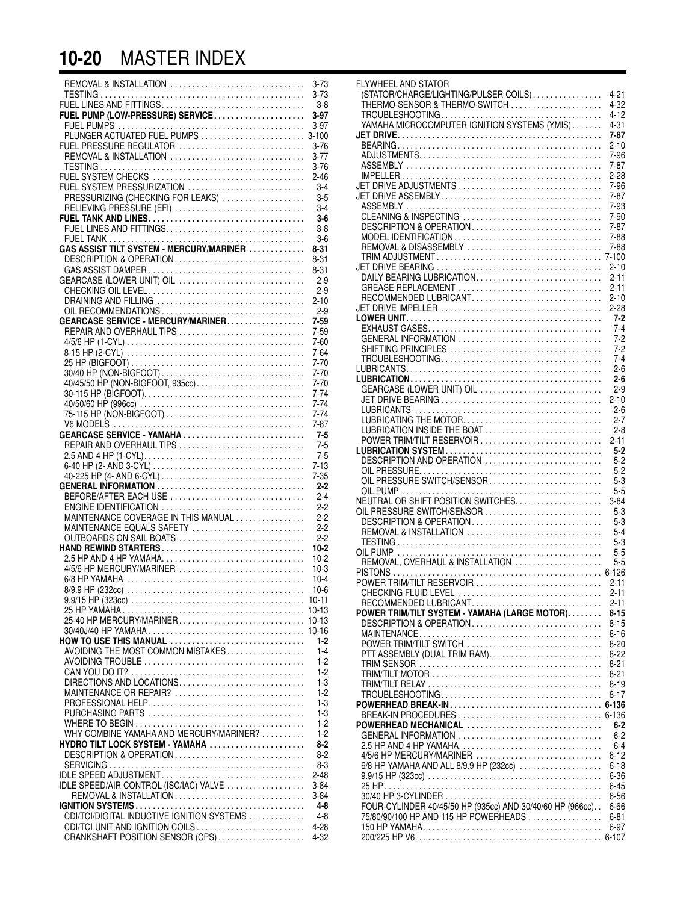# 10-20 MASTER INDEX

REMOVAL & INSTALLATION . . . . . 3-73
TESTING . . . . . 3-73
FUEL LINES AND FITTINGS. . . . . 3-8
**FUEL PUMP (LOW-PRESSURE) SERVICE. . . . . 3-97**
FUEL PUMPS . . . . . 3-97
PLUNGER ACTUATED FUEL PUMPS . . . . . 3-100
FUEL PRESSURE REGULATOR . . . . . 3-76
REMOVAL & INSTALLATION . . . . . 3-77
TESTING . . . . . 3-76
FUEL SYSTEM CHECKS . . . . . 2-46
FUEL SYSTEM PRESSURIZATION . . . . . 3-4
PRESSURIZING (CHECKING FOR LEAKS) . . . . . 3-5
RELIEVING PRESSURE (EFI) . . . . . 3-4
**FUEL TANK AND LINES. . . . . 3-6**
FUEL LINES AND FITTINGS. . . . . 3-8
FUEL TANK . . . . . 3-6
**GAS ASSIST TILT SYSTEM - MERCURY/MARINER . . . . . 8-31**
DESCRIPTION & OPERATION. . . . . 8-31
GAS ASSIST DAMPER . . . . . 8-31
GEARCASE (LOWER UNIT) OIL . . . . . 2-9
CHECKING OIL LEVEL. . . . . 2-9
DRAINING AND FILLING . . . . . 2-10
OIL RECOMMENDATIONS. . . . . 2-9
**GEARCASE SERVICE - MERCURY/MARINER. . . . . 7-59**
REPAIR AND OVERHAUL TIPS . . . . . 7-59
4/5/6 HP (1-CYL) . . . . . 7-60
8-15 HP (2-CYL) . . . . . 7-64
25 HP (BIGFOOT) . . . . . 7-70
30/40 HP (NON-BIGFOOT). . . . . 7-70
40/45/50 HP (NON-BIGFOOT, 935cc). . . . . 7-70
30-115 HP (BIGFOOT). . . . . 7-74
40/50/60 HP (996cc) . . . . . 7-74
75-115 HP (NON-BIGFOOT) . . . . . 7-74
V6 MODELS . . . . . 7-87
**GEARCASE SERVICE - YAMAHA . . . . . 7-5**
REPAIR AND OVERHAUL TIPS . . . . . 7-5
2.5 AND 4 HP (1-CYL). . . . . 7-5
6-40 HP (2- AND 3-CYL) . . . . . 7-13
40-225 HP (4- AND 6-CYL) . . . . . 7-35
**GENERAL INFORMATION . . . . . 2-2**
BEFORE/AFTER EACH USE . . . . . 2-4
ENGINE IDENTIFICATION . . . . . 2-2
MAINTENANCE COVERAGE IN THIS MANUAL . . . . . 2-2
MAINTENANCE EQUALS SAFETY . . . . . 2-2
OUTBOARDS ON SAIL BOATS . . . . . 2-2
**HAND REWIND STARTERS. . . . . 10-2**
2.5 HP AND 4 HP YAMAHA. . . . . 10-2
4/5/6 HP MERCURY/MARINER . . . . . 10-3
6/8 HP YAMAHA . . . . . 10-4
8/9.9 HP (232cc) . . . . . 10-6
9.9/15 HP (323cc) . . . . . 10-11
25 HP YAMAHA. . . . . 10-13
25-40 HP MERCURY/MARINER. . . . . 10-13
30/40J/40 HP YAMAHA . . . . . 10-16
**HOW TO USE THIS MANUAL . . . . . 1-2**
AVOIDING THE MOST COMMON MISTAKES . . . . . 1-4
AVOIDING TROUBLE . . . . . 1-2
CAN YOU DO IT? . . . . . 1-2
DIRECTIONS AND LOCATIONS. . . . . 1-3
MAINTENANCE OR REPAIR? . . . . . 1-2
PROFESSIONAL HELP. . . . . 1-3
PURCHASING PARTS . . . . . 1-3
WHERE TO BEGIN . . . . . 1-2
WHY COMBINE YAMAHA AND MERCURY/MARINER? . . . . . 1-2
**HYDRO TILT LOCK SYSTEM - YAMAHA . . . . . 8-2**
DESCRIPTION & OPERATION. . . . . 8-2
SERVICING . . . . . 8-3
IDLE SPEED ADJUSTMENT. . . . . 2-48
IDLE SPEED/AIR CONTROL (ISC/IAC) VALVE . . . . . 3-84
REMOVAL & INSTALLATION. . . . . 3-84
**IGNITION SYSTEMS. . . . . 4-8**
CDI/TCI/DIGITAL INDUCTIVE IGNITION SYSTEMS . . . . . 4-8
CDI/TCI UNIT AND IGNITION COILS. . . . . 4-28
CRANKSHAFT POSITION SENSOR (CPS) . . . . . 4-32

FLYWHEEL AND STATOR (STATOR/CHARGE/LIGHTING/PULSER COILS). . . . . 4-21
THERMO-SENSOR & THERMO-SWITCH . . . . . 4-32
TROUBLESHOOTING. . . . . 4-12
YAMAHA MICROCOMPUTER IGNITION SYSTEMS (YMIS). . . . . 4-31
**JET DRIVE. . . . . 7-87**
BEARING. . . . . 2-10
ADJUSTMENTS. . . . . 7-96
ASSEMBLY . . . . . 7-87
IMPELLER . . . . . 2-28
JET DRIVE ADJUSTMENTS . . . . . 7-96
JET DRIVE ASSEMBLY. . . . . 7-87
ASSEMBLY . . . . . 7-93
CLEANING & INSPECTING . . . . . 7-90
DESCRIPTION & OPERATION. . . . . 7-87
MODEL IDENTIFICATION. . . . . 7-88
REMOVAL & DISASSEMBLY . . . . . 7-88
TRIM ADJUSTMENT . . . . . 7-100
JET DRIVE BEARING . . . . . 2-10
DAILY BEARING LUBRICATION. . . . . 2-11
GREASE REPLACEMENT . . . . . 2-11
RECOMMENDED LUBRICANT. . . . . 2-10
JET DRIVE IMPELLER . . . . . 2-28
**LOWER UNIT. . . . . 7-2**
EXHAUST GASES. . . . . 7-4
GENERAL INFORMATION . . . . . 7-2
SHIFTING PRINCIPLES . . . . . 7-2
TROUBLESHOOTING. . . . . 7-4
LUBRICANTS. . . . . 2-6
**LUBRICATION. . . . . 2-6**
GEARCASE (LOWER UNIT) OIL . . . . . 2-9
JET DRIVE BEARING . . . . . 2-10
LUBRICANTS . . . . . 2-6
LUBRICATING THE MOTOR. . . . . 2-7
LUBRICATION INSIDE THE BOAT . . . . . 2-8
POWER TRIM/TILT RESERVOIR . . . . . 2-11
**LUBRICATION SYSTEM. . . . . 5-2**
DESCRIPTION AND OPERATION . . . . . 5-2
OIL PRESSURE. . . . . 5-2
OIL PRESSURE SWITCH/SENSOR. . . . . 5-3
OIL PUMP . . . . . 5-5
NEUTRAL OR SHIFT POSITION SWITCHES. . . . . 3-84
OIL PRESSURE SWITCH/SENSOR . . . . . 5-3
DESCRIPTION & OPERATION. . . . . 5-3
REMOVAL & INSTALLATION . . . . . 5-4
TESTING . . . . . 5-3
OIL PUMP . . . . . 5-5
REMOVAL, OVERHAUL & INSTALLATION . . . . . 5-5
PISTONS . . . . . 6-126
POWER TRIM/TILT RESERVOIR . . . . . 2-11
CHECKING FLUID LEVEL . . . . . 2-11
RECOMMENDED LUBRICANT. . . . . 2-11
**POWER TRIM/TILT SYSTEM - YAMAHA (LARGE MOTOR). . . . . 8-15**
DESCRIPTION & OPERATION. . . . . 8-15
MAINTENANCE. . . . . 8-16
POWER TRIM/TILT SWITCH . . . . . 8-20
PTT ASSEMBLY (DUAL TRIM RAM). . . . . 8-22
TRIM SENSOR . . . . . 8-21
TRIM/TILT MOTOR . . . . . 8-21
TRIM/TILT RELAY . . . . . 8-19
TROUBLESHOOTING. . . . . 8-17
**POWERHEAD BREAK-IN. . . . . 6-136**
BREAK-IN PROCEDURES . . . . . 6-136
**POWERHEAD MECHANICAL . . . . . 6-2**
GENERAL INFORMATION . . . . . 6-2
2.5 HP AND 4 HP YAMAHA. . . . . 6-4
4/5/6 HP MERCURY/MARINER . . . . . 6-12
6/8 HP YAMAHA AND ALL 8/9.9 HP (232cc) . . . . . 6-18
9.9/15 HP (323cc) . . . . . 6-36
25 HP. . . . . 6-45
30/40 HP 3-CYLINDER . . . . . 6-56
FOUR-CYLINDER 40/45/50 HP (935cc) AND 30/40/60 HP (966cc). . . . . 6-66
75/80/90/100 HP AND 115 HP POWERHEADS . . . . . 6-81
150 HP YAMAHA. . . . . 6-97
200/225 HP V6. . . . . 6-107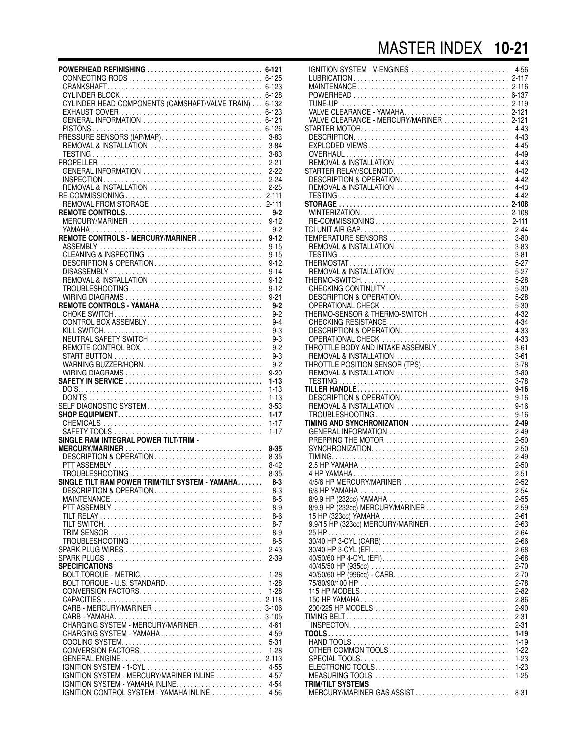**POWERHEAD REFINISHING** 6-121
- CONNECTING RODS 6-125
- CRANKSHAFT 6-123
- CYLINDER BLOCK 6-128
- CYLINDER HEAD COMPONENTS (CAMSHAFT/VALVE TRAIN) 6-132
- EXHAUST COVER 6-123
- GENERAL INFORMATION 6-121
- PISTONS 6-126

PRESSURE SENSORS (IAP/MAP) 3-83
- REMOVAL & INSTALLATION 3-84
- TESTING 3-83

PROPELLER 2-21
- GENERAL INFORMATION 2-22
- INSPECTION 2-24
- REMOVAL & INSTALLATION 2-25

RE-COMMISSIONING 2-111
- REMOVAL FROM STORAGE 2-111

**REMOTE CONTROLS** 9-2
- MERCURY/MARINER 9-12
- YAMAHA 9-2

**REMOTE CONTROLS - MERCURY/MARINER** 9-12
- ASSEMBLY 9-15
- CLEANING & INSPECTING 9-15
- DESCRIPTION & OPERATION 9-12
- DISASSEMBLY 9-14
- REMOVAL & INSTALLATION 9-12
- TROUBLESHOOTING 9-12
- WIRING DIAGRAMS 9-21

**REMOTE CONTROLS - YAMAHA** 9-2
- CHOKE SWITCH 9-2
- CONTROL BOX ASSEMBLY 9-4
- KILL SWITCH 9-3
- NEUTRAL SAFETY SWITCH 9-3
- REMOTE CONTROL BOX 9-2
- START BUTTON 9-3
- WARNING BUZZER/HORN 9-2
- WIRING DIAGRAMS 9-20

**SAFETY IN SERVICE** 1-13
- DO'S 1-13
- DON'TS 1-13

SELF DIAGNOSTIC SYSTEM 3-53

**SHOP EQUIPMENT** 1-17
- CHEMICALS 1-17
- SAFETY TOOLS 1-17

**SINGLE RAM INTEGRAL POWER TILT/TRIM - MERCURY/MARINER** 8-35
- DESCRIPTION & OPERATION 8-35
- PTT ASSEMBLY 8-42
- TROUBLESHOOTING 8-35

**SINGLE TILT RAM POWER TRIM/TILT SYSTEM - YAMAHA** 8-3
- DESCRIPTION & OPERATION 8-3
- MAINTENANCE 8-5
- PTT ASSEMBLY 8-9
- TILT RELAY 8-6
- TILT SWITCH 8-7
- TRIM SENSOR 8-9
- TROUBLESHOOTING 8-5

SPARK PLUG WIRES 2-43

SPARK PLUGS 2-39

**SPECIFICATIONS**
- BOLT TORQUE - METRIC 1-28
- BOLT TORQUE - U.S. STANDARD 1-28
- CONVERSION FACTORS 1-28
- CAPACITIES 2-118
- CARB - MERCURY/MARINER 3-106
- CARB - YAMAHA 3-105
- CHARGING SYSTEM - MERCURY/MARINER 4-61
- CHARGING SYSTEM - YAMAHA 4-59
- COOLING SYSTEM 5-31
- CONVERSION FACTORS 1-28
- GENERAL ENGINE 2-113
- IGNITION SYSTEM - 1-CYL 4-55
- IGNITION SYSTEM - MERCURY/MARINER INLINE 4-57
- IGNITION SYSTEM - YAMAHA INLINE 4-54
- IGNITION CONTROL SYSTEM - YAMAHA INLINE 4-56
- IGNITION SYSTEM - V-ENGINES 4-56
- LUBRICATION 2-117
- MAINTENANCE 2-116
- POWERHEAD 6-137
- TUNE-UP 2-119
- VALVE CLEARANCE - YAMAHA 2-121
- VALVE CLEARANCE - MERCURY/MARINER 2-121

STARTER MOTOR 4-43
- DESCRIPTION 4-43
- EXPLODED VIEWS 4-45
- OVERHAUL 4-49
- REMOVAL & INSTALLATION 4-43

STARTER RELAY/SOLENOID 4-42
- DESCRIPTION & OPERATION 4-42
- REMOVAL & INSTALLATION 4-43
- TESTING 4-42

**STORAGE** 2-108
- WINTERIZATION 2-108
- RE-COMMISSIONING 2-111

TCI UNIT AIR GAP 2-44

TEMPERATURE SENSORS 3-80
- REMOVAL & INSTALLATION 3-83
- TESTING 3-81

THERMOSTAT 5-27
- REMOVAL & INSTALLATION 5-27

THERMO-SWITCH 5-28
- CHECKING CONTINUITY 5-30
- DESCRIPTION & OPERATION 5-28
- OPERATIONAL CHECK 5-30

THERMO-SENSOR & THERMO-SWITCH 4-32
- CHECKING RESISTANCE 4-34
- DESCRIPTION & OPERATION 4-33
- OPERATIONAL CHECK 4-33

THROTTLE BODY AND INTAKE ASSEMBLY 3-61
- REMOVAL & INSTALLATION 3-61

THROTTLE POSITION SENSOR (TPS) 3-78
- REMOVAL & INSTALLATION 3-80
- TESTING 3-78

**TILLER HANDLE** 9-16
- DESCRIPTION & OPERATION 9-16
- REMOVAL & INSTALLATION 9-16
- TROUBLESHOOTING 9-16

**TIMING AND SYNCHRONIZATION** 2-49
- GENERAL INFORMATION 2-49
- PREPPING THE MOTOR 2-50
- SYNCHRONIZATION 2-50
- TIMING 2-49
- 2.5 HP YAMAHA 2-50
- 4 HP YAMAHA 2-51
- 4/5/6 HP MERCURY/MARINER 2-52
- 6/8 HP YAMAHA 2-54
- 8/9.9 HP (232cc) YAMAHA 2-55
- 8/9.9 HP (232cc) MERCURY/MARINER 2-59
- 15 HP (323cc) YAMAHA 2-61
- 9.9/15 HP (323cc) MERCURY/MARINER 2-63
- 25 HP 2-64
- 30/40 HP 3-CYL (CARB) 2-66
- 30/40 HP 3-CYL (EFI 2-68
- 40/50/60 HP 4-CYL (EFI) 2-68
- 40/45/50 HP (935cc) 2-70
- 40/50/60 HP (996cc) - CARB 2-70
- 75/80/90/100 HP 2-78
- 115 HP MODELS 2-82
- 150 HP YAMAHA 2-86
- 200/225 HP MODELS 2-90

TIMING BELT 2-31
- INSPECTON 2-31

**TOOLS** 1-19
- HAND TOOLS 1-19
- OTHER COMMON TOOLS 1-22
- SPECIAL TOOLS 1-23
- ELECTRONIC TOOLS 1-23
- MEASURING TOOLS 1-25

**TRIM/TILT SYSTEMS**
- MERCURY/MARINER GAS ASSIST 8-31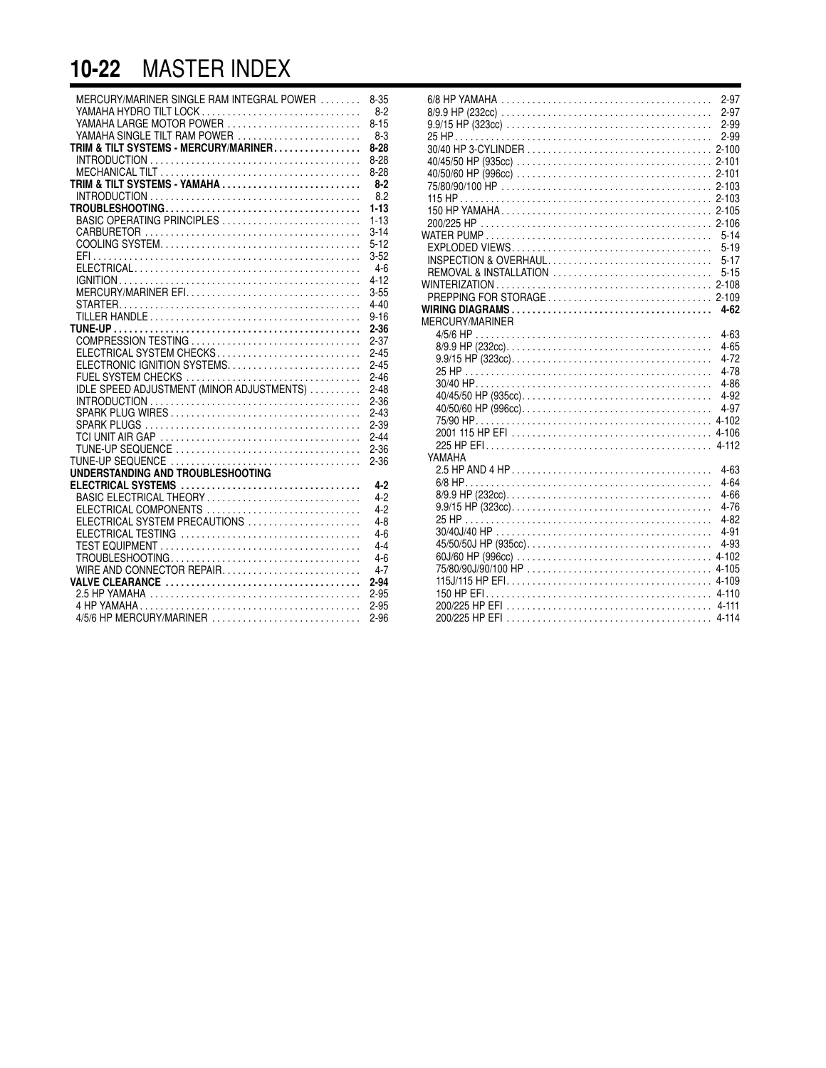MERCURY/MARINER SINGLE RAM INTEGRAL POWER . . . . . . . . 8-35
YAMAHA HYDRO TILT LOCK . . . . . . . . 8-2
YAMAHA LARGE MOTOR POWER . . . . . . . . 8-15
YAMAHA SINGLE TILT RAM POWER . . . . . . . . 8-3

**TRIM & TILT SYSTEMS - MERCURY/MARINER . . . . . . . . 8-28**
INTRODUCTION . . . . . . . . 8-28
MECHANICAL TILT . . . . . . . . 8-28

**TRIM & TILT SYSTEMS - YAMAHA . . . . . . . . 8-2**
INTRODUCTION . . . . . . . . 8.2

**TROUBLESHOOTING . . . . . . . . 1-13**
BASIC OPERATING PRINCIPLES . . . . . . . . 1-13
CARBURETOR . . . . . . . . 3-14
COOLING SYSTEM . . . . . . . . 5-12
EFI . . . . . . . . 3-52
ELECTRICAL . . . . . . . . 4-6
IGNITION . . . . . . . . 4-12
MERCURY/MARINER EFI . . . . . . . . 3-55
STARTER . . . . . . . . 4-40
TILLER HANDLE . . . . . . . . 9-16

**TUNE-UP . . . . . . . . 2-36**
COMPRESSION TESTING . . . . . . . . 2-37
ELECTRICAL SYSTEM CHECKS . . . . . . . . 2-45
ELECTRONIC IGNITION SYSTEMS . . . . . . . . 2-45
FUEL SYSTEM CHECKS . . . . . . . . 2-46
IDLE SPEED ADJUSTMENT (MINOR ADJUSTMENTS) . . . . . . . . 2-48
INTRODUCTION . . . . . . . . 2-36
SPARK PLUG WIRES . . . . . . . . 2-43
SPARK PLUGS . . . . . . . . 2-39
TCI UNIT AIR GAP . . . . . . . . 2-44
TUNE-UP SEQUENCE . . . . . . . . 2-36

TUNE-UP SEQUENCE . . . . . . . . 2-36

**UNDERSTANDING AND TROUBLESHOOTING ELECTRICAL SYSTEMS . . . . . . . . 4-2**
BASIC ELECTRICAL THEORY . . . . . . . . 4-2
ELECTRICAL COMPONENTS . . . . . . . . 4-2
ELECTRICAL SYSTEM PRECAUTIONS . . . . . . . . 4-8
ELECTRICAL TESTING . . . . . . . . 4-6
TEST EQUIPMENT . . . . . . . . 4-4
TROUBLESHOOTING . . . . . . . . 4-6
WIRE AND CONNECTOR REPAIR . . . . . . . . 4-7

**VALVE CLEARANCE . . . . . . . . 2-94**
2.5 HP YAMAHA . . . . . . . . 2-95
4 HP YAMAHA . . . . . . . . 2-95
4/5/6 HP MERCURY/MARINER . . . . . . . . 2-96
6/8 HP YAMAHA . . . . . . . . 2-97
8/9.9 HP (232cc) . . . . . . . . 2-97
9.9/15 HP (323cc) . . . . . . . . 2-99
25 HP . . . . . . . . 2-99
30/40 HP 3-CYLINDER . . . . . . . . 2-100
40/45/50 HP (935cc) . . . . . . . . 2-101
40/50/60 HP (996cc) . . . . . . . . 2-101
75/80/90/100 HP . . . . . . . . 2-103
115 HP . . . . . . . . 2-103
150 HP YAMAHA . . . . . . . . 2-105
200/225 HP . . . . . . . . 2-106

WATER PUMP . . . . . . . . 5-14
EXPLODED VIEWS . . . . . . . . 5-19
INSPECTION & OVERHAUL . . . . . . . . 5-17
REMOVAL & INSTALLATION . . . . . . . . 5-15

WINTERIZATION . . . . . . . . 2-108
PREPPING FOR STORAGE . . . . . . . . 2-109

**WIRING DIAGRAMS . . . . . . . . 4-62**
MERCURY/MARINER
4/5/6 HP . . . . . . . . 4-63
8/9.9 HP (232cc) . . . . . . . . 4-65
9.9/15 HP (323cc) . . . . . . . . 4-72
25 HP . . . . . . . . 4-78
30/40 HP . . . . . . . . 4-86
40/45/50 HP (935cc) . . . . . . . . 4-92
40/50/60 HP (996cc) . . . . . . . . 4-97
75/90 HP . . . . . . . . 4-102
2001 115 HP EFI . . . . . . . . 4-106
225 HP EFI . . . . . . . . 4-112
YAMAHA
2.5 HP AND 4 HP . . . . . . . . 4-63
6/8 HP . . . . . . . . 4-64
8/9.9 HP (232cc) . . . . . . . . 4-66
9.9/15 HP (323cc) . . . . . . . . 4-76
25 HP . . . . . . . . 4-82
30/40J/40 HP . . . . . . . . 4-91
45/50/50J HP (935cc) . . . . . . . . 4-93
60J/60 HP (996cc) . . . . . . . . 4-102
75/80/90J/90/100 HP . . . . . . . . 4-105
115J/115 HP EFI . . . . . . . . 4-109
150 HP EFI . . . . . . . . 4-110
200/225 HP EFI . . . . . . . . 4-111
200/225 HP EFI . . . . . . . . 4-114